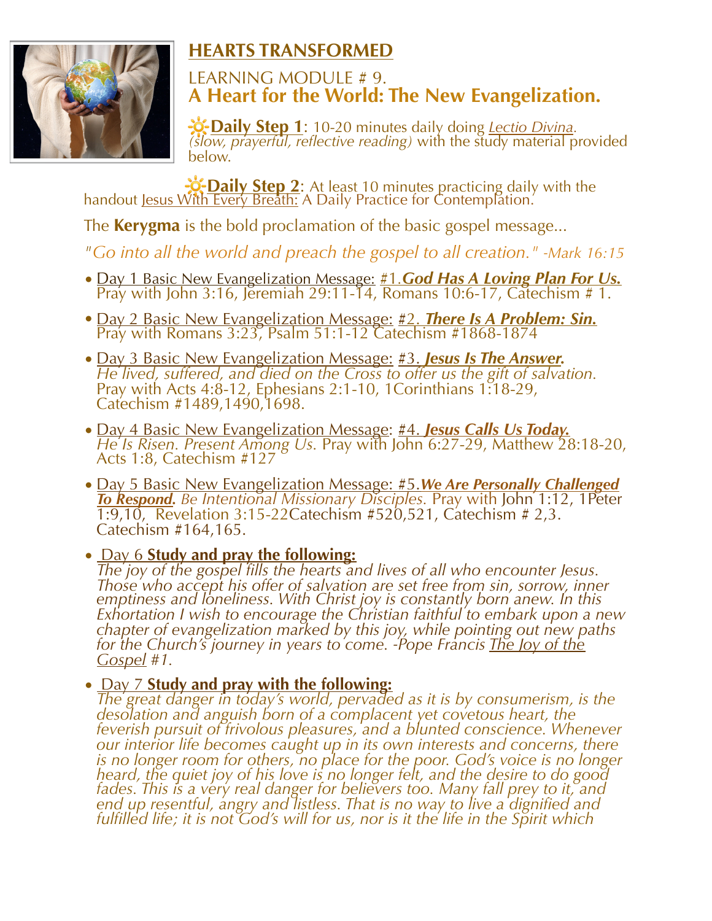# HEARTS TRANSFORMED

## LEARNING MODULE # 9.
## A Heart for the World: The New Evangelization.

🔆**Daily Step 1**: 10-20 minutes daily doing *Lectio Divina*. *(slow, prayerful, reflective reading)* with the study material provided below.

🔆**Daily Step 2**: At least 10 minutes practicing daily with the handout Jesus With Every Breath: A Daily Practice for Contemplation.

The **Kerygma** is the bold proclamation of the basic gospel message...

*"Go into all the world and preach the gospel to all creation." -Mark 16:15*

- Day 1 Basic New Evangelization Message: #1.***God Has A Loving Plan For Us.*** Pray with John 3:16, Jeremiah 29:11-14, Romans 10:6-17, Catechism # 1.
- Day 2 Basic New Evangelization Message: #2. ***There Is A Problem: Sin.*** Pray with Romans 3:23, Psalm 51:1-12 Catechism #1868-1874
- Day 3 Basic New Evangelization Message: #3. ***Jesus Is The Answer.*** *He lived, suffered, and died on the Cross to offer us the gift of salvation.* Pray with Acts 4:8-12, Ephesians 2:1-10, 1Corinthians 1:18-29, Catechism #1489,1490,1698.
- Day 4 Basic New Evangelization Message: #4. ***Jesus Calls Us Today.*** *He Is Risen. Present Among Us.* Pray with John 6:27-29, Matthew 28:18-20, Acts 1:8, Catechism #127
- Day 5 Basic New Evangelization Message: #5.***We Are Personally Challenged To Respond.*** *Be Intentional Missionary Disciples.* Pray with John 1:12, 1Peter 1:9,10, Revelation 3:15-22Catechism #520,521, Catechism # 2,3. Catechism #164,165.
- Day 6 **Study and pray the following:** *The joy of the gospel fills the hearts and lives of all who encounter Jesus. Those who accept his offer of salvation are set free from sin, sorrow, inner emptiness and loneliness. With Christ joy is constantly born anew. In this Exhortation I wish to encourage the Christian faithful to embark upon a new chapter of evangelization marked by this joy, while pointing out new paths for the Church's journey in years to come. -Pope Francis The Joy of the Gospel #1.*
- Day 7 **Study and pray with the following:** *The great danger in today's world, pervaded as it is by consumerism, is the desolation and anguish born of a complacent yet covetous heart, the feverish pursuit of frivolous pleasures, and a blunted conscience. Whenever our interior life becomes caught up in its own interests and concerns, there is no longer room for others, no place for the poor. God's voice is no longer heard, the quiet joy of his love is no longer felt, and the desire to do good fades. This is a very real danger for believers too. Many fall prey to it, and end up resentful, angry and listless. That is no way to live a dignified and fulfilled life; it is not God's will for us, nor is it the life in the Spirit which*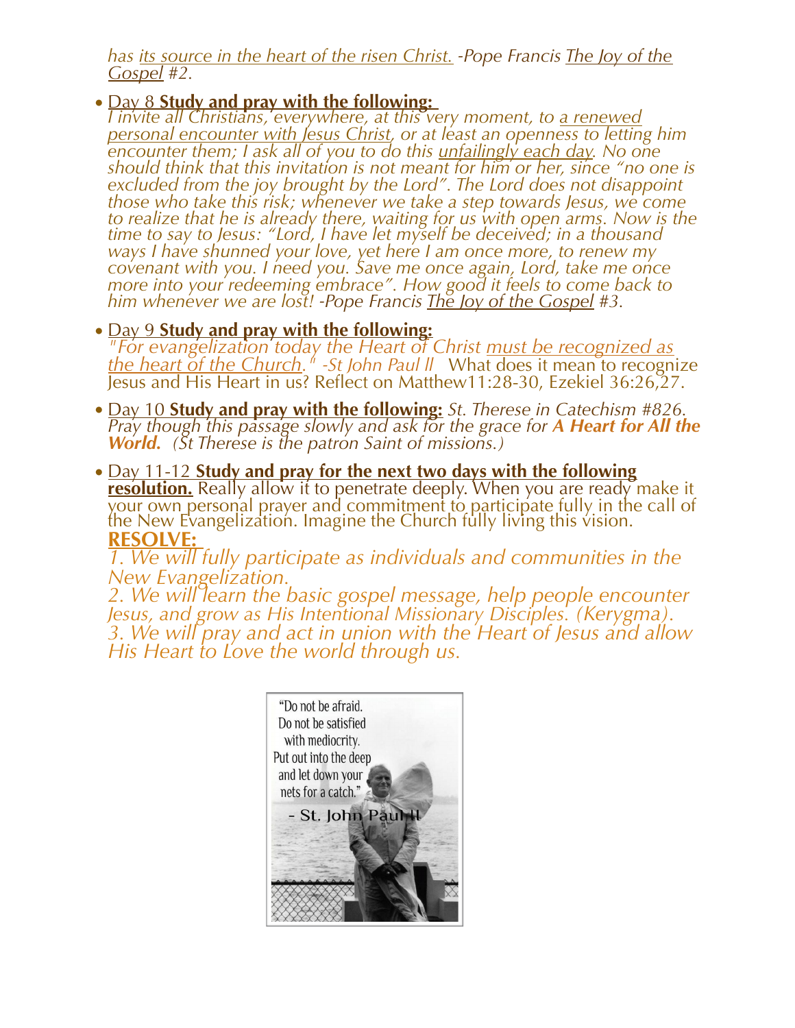*has* *<u>its source in the heart of the risen Christ.</u>* *-Pope Francis <u>The Joy of the Gospel</u> #2.*

- <u>Day 8 **Study and pray with the following:**</u>
  *I invite all Christians, everywhere, at this very moment, to <u>a renewed personal encounter with Jesus Christ</u>, or at least an openness to letting him encounter them; I ask all of you to do this <u>unfailingly each day</u>. No one should think that this invitation is not meant for him or her, since "no one is excluded from the joy brought by the Lord". The Lord does not disappoint those who take this risk; whenever we take a step towards Jesus, we come to realize that he is already there, waiting for us with open arms. Now is the time to say to Jesus: "Lord, I have let myself be deceived; in a thousand ways I have shunned your love, yet here I am once more, to renew my covenant with you. I need you. Save me once again, Lord, take me once more into your redeeming embrace". How good it feels to come back to him whenever we are lost! -Pope Francis <u>The Joy of the Gospel</u> #3.*

- <u>Day 9 **Study and pray with the following:**</u>
  *"For evangelization today the Heart of Christ <u>must be recognized as the heart of the Church.</u>" -St John Paul II* What does it mean to recognize Jesus and His Heart in us? Reflect on Matthew11:28-30, Ezekiel 36:26,27.

- <u>Day 10 **Study and pray with the following:**</u> *St. Therese in Catechism #826. Pray though this passage slowly and ask for the grace for* ***A Heart for All the World.*** *(St Therese is the patron Saint of missions.)*

- <u>Day 11-12 **Study and pray for the next two days with the following resolution.**</u> Really allow it to penetrate deeply. When you are ready make it your own personal prayer and commitment to participate fully in the call of the New Evangelization. Imagine the Church fully living this vision.
  **<u>RESOLVE:</u>**
  *1. We will fully participate as individuals and communities in the New Evangelization.*
  *2. We will learn the basic gospel message, help people encounter Jesus, and grow as His Intentional Missionary Disciples. (Kerygma).*
  *3. We will pray and act in union with the Heart of Jesus and allow His Heart to Love the world through us.*

"Do not be afraid.
Do not be satisfied
with mediocrity.
Put out into the deep
and let down your
nets for a catch."
- St. John Paul II